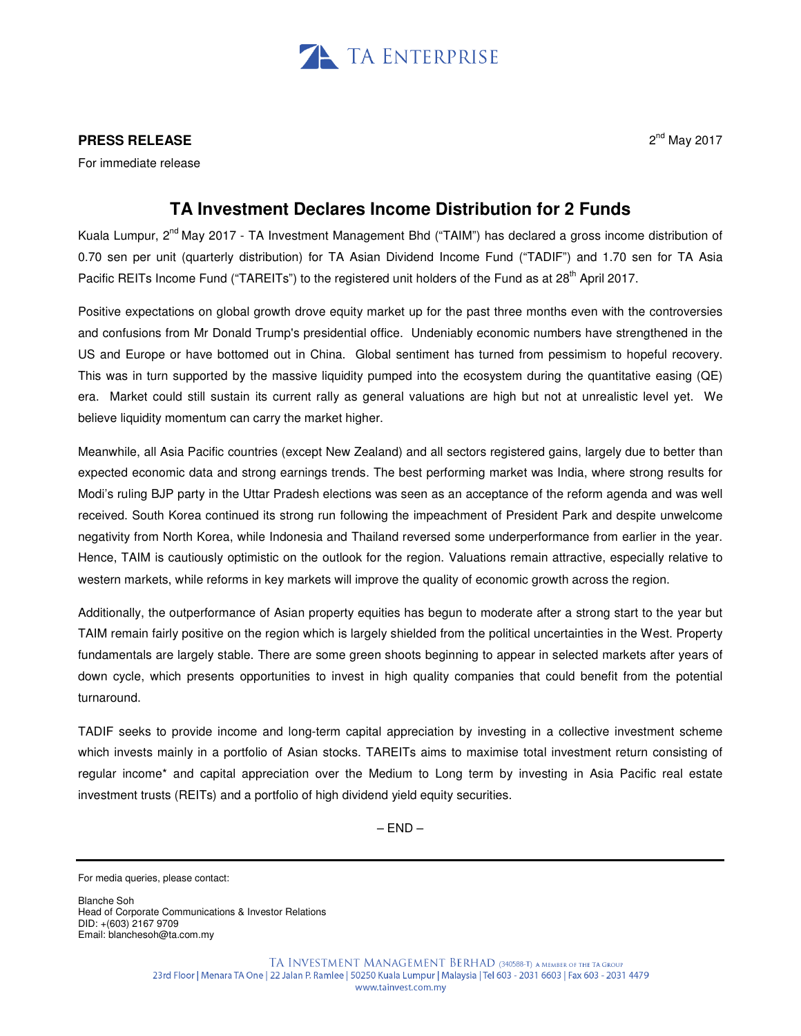TA ENTERPRISE

**PRESS RELEASE**

2nd May 2017

For immediate release

# TA Investment Declares Income Distribution for 2 Funds

Kuala Lumpur, 2nd May 2017 - TA Investment Management Bhd ("TAIM") has declared a gross income distribution of 0.70 sen per unit (quarterly distribution) for TA Asian Dividend Income Fund ("TADIF") and 1.70 sen for TA Asia Pacific REITs Income Fund ("TAREITs") to the registered unit holders of the Fund as at 28th April 2017.

Positive expectations on global growth drove equity market up for the past three months even with the controversies and confusions from Mr Donald Trump's presidential office. Undeniably economic numbers have strengthened in the US and Europe or have bottomed out in China. Global sentiment has turned from pessimism to hopeful recovery. This was in turn supported by the massive liquidity pumped into the ecosystem during the quantitative easing (QE) era. Market could still sustain its current rally as general valuations are high but not at unrealistic level yet. We believe liquidity momentum can carry the market higher.

Meanwhile, all Asia Pacific countries (except New Zealand) and all sectors registered gains, largely due to better than expected economic data and strong earnings trends. The best performing market was India, where strong results for Modi's ruling BJP party in the Uttar Pradesh elections was seen as an acceptance of the reform agenda and was well received. South Korea continued its strong run following the impeachment of President Park and despite unwelcome negativity from North Korea, while Indonesia and Thailand reversed some underperformance from earlier in the year. Hence, TAIM is cautiously optimistic on the outlook for the region. Valuations remain attractive, especially relative to western markets, while reforms in key markets will improve the quality of economic growth across the region.

Additionally, the outperformance of Asian property equities has begun to moderate after a strong start to the year but TAIM remain fairly positive on the region which is largely shielded from the political uncertainties in the West. Property fundamentals are largely stable. There are some green shoots beginning to appear in selected markets after years of down cycle, which presents opportunities to invest in high quality companies that could benefit from the potential turnaround.

TADIF seeks to provide income and long-term capital appreciation by investing in a collective investment scheme which invests mainly in a portfolio of Asian stocks. TAREITs aims to maximise total investment return consisting of regular income* and capital appreciation over the Medium to Long term by investing in Asia Pacific real estate investment trusts (REITs) and a portfolio of high dividend yield equity securities.

– END –

---

For media queries, please contact:

Blanche Soh
Head of Corporate Communications & Investor Relations
DID: +(603) 2167 9709
Email: blanchesoh@ta.com.my

TA INVESTMENT MANAGEMENT BERHAD (340588-T) A MEMBER OF THE TA GROUP
23rd Floor | Menara TA One | 22 Jalan P. Ramlee | 50250 Kuala Lumpur | Malaysia | Tel 603 - 2031 6603 | Fax 603 - 2031 4479
www.tainvest.com.my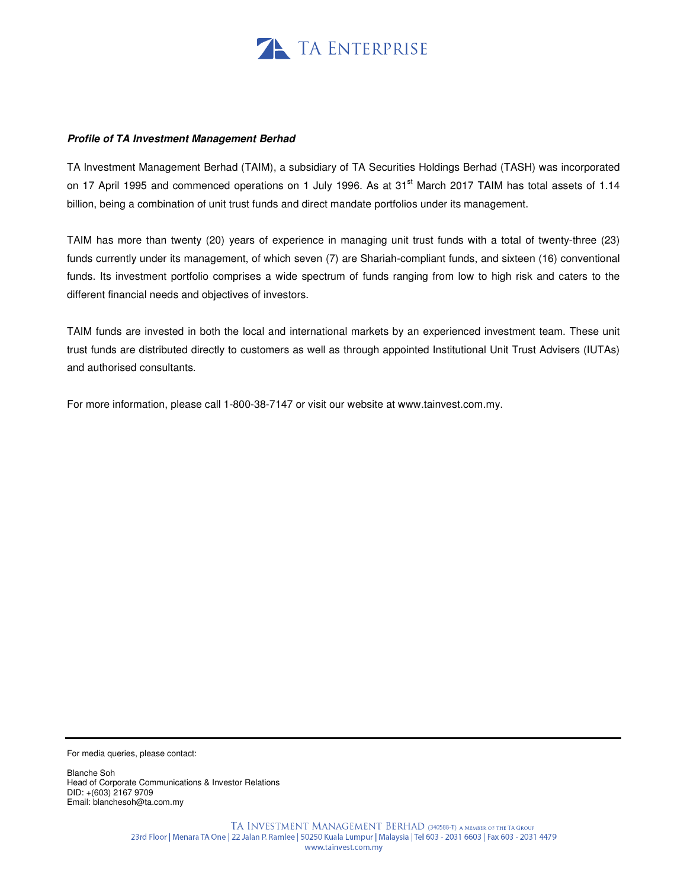***Profile of TA Investment Management Berhad***

TA Investment Management Berhad (TAIM), a subsidiary of TA Securities Holdings Berhad (TASH) was incorporated on 17 April 1995 and commenced operations on 1 July 1996. As at 31st March 2017 TAIM has total assets of 1.14 billion, being a combination of unit trust funds and direct mandate portfolios under its management.

TAIM has more than twenty (20) years of experience in managing unit trust funds with a total of twenty-three (23) funds currently under its management, of which seven (7) are Shariah-compliant funds, and sixteen (16) conventional funds. Its investment portfolio comprises a wide spectrum of funds ranging from low to high risk and caters to the different financial needs and objectives of investors.

TAIM funds are invested in both the local and international markets by an experienced investment team. These unit trust funds are distributed directly to customers as well as through appointed Institutional Unit Trust Advisers (IUTAs) and authorised consultants.

For more information, please call 1-800-38-7147 or visit our website at www.tainvest.com.my.

---

For media queries, please contact:

Blanche Soh
Head of Corporate Communications & Investor Relations
DID: +(603) 2167 9709
Email: blanchesoh@ta.com.my